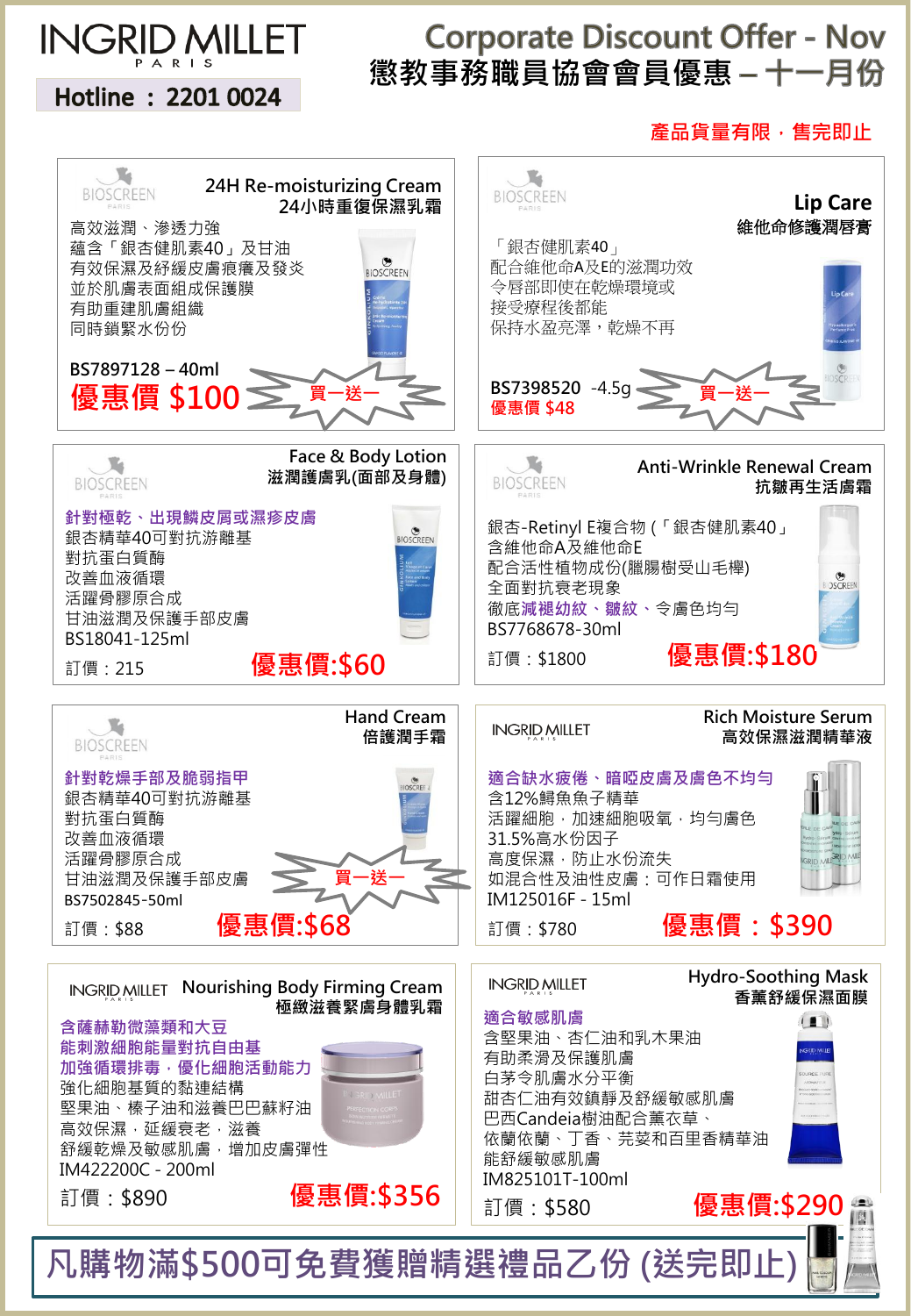# INGRID MILLET PARIS

**Hotline：2201 0024**

## Corporate Discount Offer - Nov
## 懲教事務職員協會會員優惠 – 十一月份

**產品貨量有限，售完即止**

---

### BIOSCREEN — 24H Re-moisturizing Cream 24小時重復保濕乳霜

高效滋潤、滲透力強
蘊含「銀杏健肌素40」及甘油
有效保濕及紓緩皮膚痕癢及發炎
並於肌膚表面組成保護膜
有助重建肌膚組織
同時鎖緊水份份

BS7897128 – 40ml
**優惠價 $100** 買一送一

---

### BIOSCREEN — Lip Care 維他命修護潤唇膏

「銀杏健肌素40」
配合維他命A及E的滋潤功效
令唇部即使在乾燥環境或
接受療程後都能
保持水盈亮澤，乾燥不再

BS7398520 -4.5g
**優惠價 $48** 買一送一

---

### BIOSCREEN — Face & Body Lotion 滋潤護膚乳(面部及身體)

**針對極乾、出現鱗皮屑或濕疹皮膚**
銀杏精華40可對抗游離基
對抗蛋白質酶
改善血液循環
活躍骨膠原合成
甘油滋潤及保護手部皮膚
BS18041-125ml

訂價：215 **優惠價:$60**

---

### BIOSCREEN — Anti-Wrinkle Renewal Cream 抗皺再生活膚霜

銀杏-Retinyl E複合物 (「銀杏健肌素40」
含維他命A及維他命E
配合活性植物成份(臘腸樹受山毛櫸)
全面對抗衰老現象
徹底**減褪幼紋、皺紋**、令膚色均勻
BS7768678-30ml

訂價：$1800 **優惠價:$180**

---

### BIOSCREEN — Hand Cream 倍護潤手霜

**針對乾燥手部及脆弱指甲**
銀杏精華40可對抗游離基
對抗蛋白質酶
改善血液循環
活躍骨膠原合成
甘油滋潤及保護手部皮膚
BS7502845-50ml

訂價：$88 **優惠價:$68** 買一送一

---

### INGRID MILLET — Rich Moisture Serum 高效保濕滋潤精華液

**適合缺水疲倦、暗啞皮膚及膚色不均勻**
含12%鱘魚魚子精華
活躍細胞，加速細胞吸氧，均勻膚色
31.5%高水份因子
高度保濕，防止水份流失
如混合性及油性皮膚：可作日霜使用
IM125016F - 15ml

訂價：$780 **優惠價：$390**

---

### INGRID MILLET — Nourishing Body Firming Cream 極緻滋養緊膚身體乳霜

**含薩赫勒微藻類和大豆**
**能刺激細胞能量對抗自由基**
**加強循環排毒，優化細胞活動能力**
強化細胞質的黏連結構
堅果油、榛子油和滋養巴巴蘇籽油
高效保濕，延緩衰老，滋養
舒緩乾燥及敏感肌膚，增加皮膚彈性
IM422200C - 200ml

訂價：$890 **優惠價:$356**

---

### INGRID MILLET — Hydro-Soothing Mask 香薰舒緩保濕面膜

**適合敏感肌膚**
含堅果油、杏仁油和乳木果油
有助柔滑及保護肌膚
白茅令肌膚水分平衡
甜杏仁油有效鎮靜及舒緩敏感肌膚
巴西Candeia樹油配合薰衣草、
依蘭依蘭、丁香、芫荽和百里香精華油
能舒緩敏感肌膚
IM825101T-100ml

訂價：$580 **優惠價:$290**

---

**凡購物滿$500可免費獲贈精選禮品乙份 (送完即止)**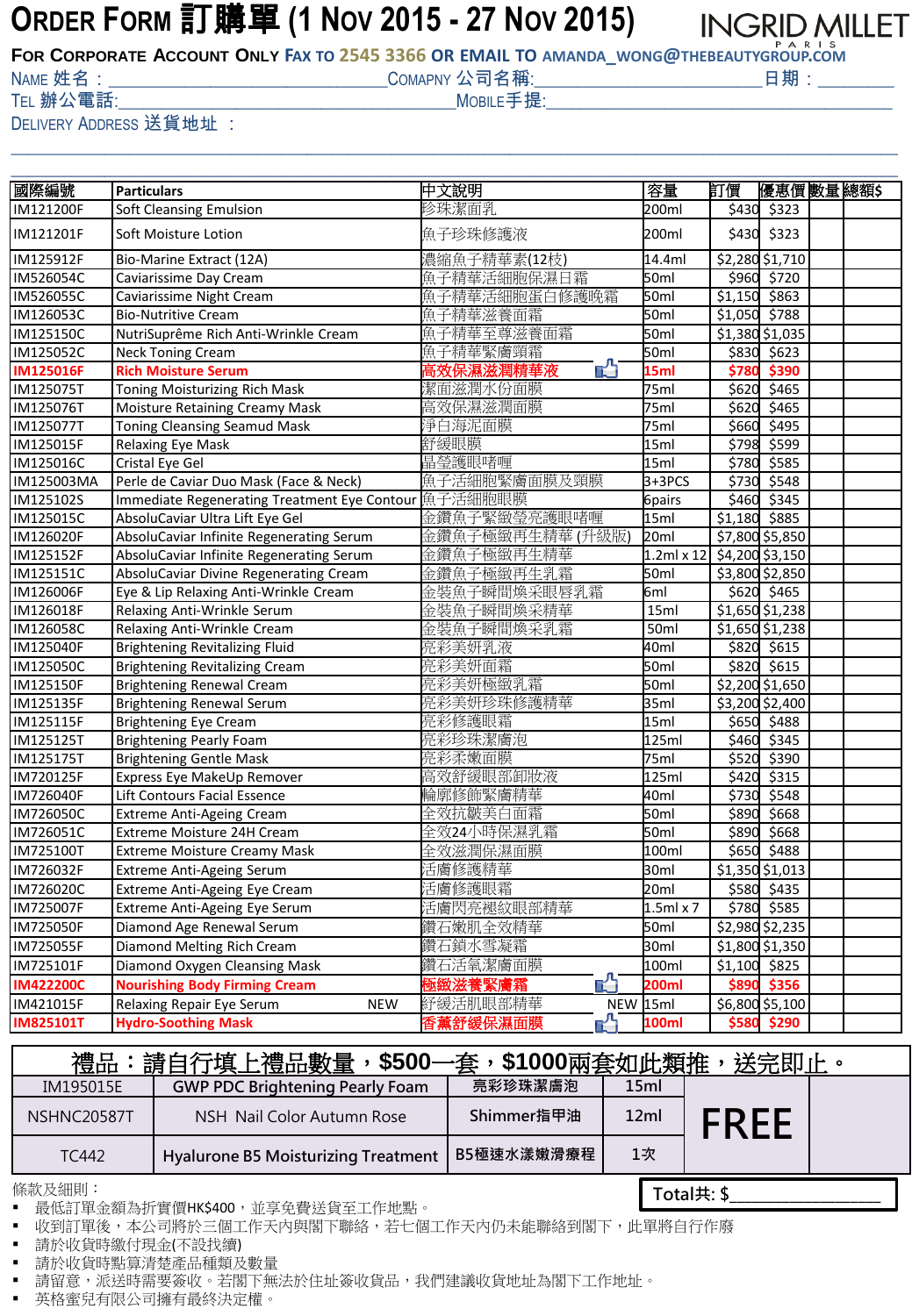# ORDER FORM 訂購單 (1 NOV 2015 - 27 NOV 2015)

INGRID MILLET PARIS

**FOR CORPORATE ACCOUNT ONLY FAX TO 2545 3366 OR EMAIL TO AMANDA_WONG@THEBEAUTYGROUP.COM**

NAME 姓名：________________ COMPANY 公司名稱:________________ 日期：________

TEL 辦公電話:________________ MOBILE手提:________________

DELIVERY ADDRESS 送貨地址 ：________________

| 國際編號 | Particulars | 中文說明 | 容量 | 訂價 | 優惠價 | 數量 | 總額$ |
|---|---|---|---|---|---|---|---|
| IM121200F | Soft Cleansing Emulsion | 珍珠潔面乳 | 200ml | $430 | $323 | | |
| IM121201F | Soft Moisture Lotion | 魚子珍珠修護液 | 200ml | $430 | $323 | | |
| IM125912F | Bio-Marine Extract (12A) | 濃縮魚子精華素(12枝) | 14.4ml | $2,280 | $1,710 | | |
| IM526054C | Caviarissime Day Cream | 魚子精華活細胞保濕日霜 | 50ml | $960 | $720 | | |
| IM526055C | Caviarissime Night Cream | 魚子精華活細胞蛋白修護晚霜 | 50ml | $1,150 | $863 | | |
| IM126053C | Bio-Nutritive Cream | 魚子精華滋養面霜 | 50ml | $1,050 | $788 | | |
| IM125150C | NutriSuprême Rich Anti-Wrinkle Cream | 魚子精華至尊滋養面霜 | 50ml | $1,380 | $1,035 | | |
| IM125052C | Neck Toning Cream | 魚子精華緊膚頸霜 | 50ml | $830 | $623 | | |
| **IM125016F** | **Rich Moisture Serum** | **高效保濕滋潤精華液** | **15ml** | **$780** | **$390** | | |
| IM125075T | Toning Moisturizing Rich Mask | 潔面滋潤水份面膜 | 75ml | $620 | $465 | | |
| IM125076T | Moisture Retaining Creamy Mask | 高效保濕滋潤面膜 | 75ml | $620 | $465 | | |
| IM125077T | Toning Cleansing Seamud Mask | 淨白海泥面膜 | 75ml | $660 | $495 | | |
| IM125015F | Relaxing Eye Mask | 舒緩眼膜 | 15ml | $798 | $599 | | |
| IM125016C | Cristal Eye Gel | 晶瑩護眼啫喱 | 15ml | $780 | $585 | | |
| IM125003MA | Perle de Caviar Duo Mask (Face & Neck) | 魚子活細胞緊膚面膜及頸膜 | 3+3PCS | $730 | $548 | | |
| IM125102S | Immediate Regenerating Treatment Eye Contour | 魚子活細胞眼膜 | 6pairs | $460 | $345 | | |
| IM125015C | AbsoluCaviar Ultra Lift Eye Gel | 金鑽魚子緊緻瑩亮護眼啫喱 | 15ml | $1,180 | $885 | | |
| IM126020F | AbsoluCaviar Infinite Regenerating Serum | 金鑽魚子極緻再生精華 (升級版) | 20ml | $7,800 | $5,850 | | |
| IM125152F | AbsoluCaviar Infinite Regenerating Serum | 金鑽魚子極緻再生精華 | 1.2ml x 12 | $4,200 | $3,150 | | |
| IM125151C | AbsoluCaviar Divine Regenerating Cream | 金鑽魚子極緻再生乳霜 | 50ml | $3,800 | $2,850 | | |
| IM126006F | Eye & Lip Relaxing Anti-Wrinkle Cream | 金裝魚子瞬間煥采眼唇乳霜 | 6ml | $620 | $465 | | |
| IM126018F | Relaxing Anti-Wrinkle Serum | 金裝魚子瞬間煥采精華 | 15ml | $1,650 | $1,238 | | |
| IM126058C | Relaxing Anti-Wrinkle Cream | 金裝魚子瞬間煥采乳霜 | 50ml | $1,650 | $1,238 | | |
| IM125040F | Brightening Revitalizing Fluid | 亮彩美妍乳液 | 40ml | $820 | $615 | | |
| IM125050C | Brightening Revitalizing Cream | 亮彩美妍面霜 | 50ml | $820 | $615 | | |
| IM125150F | Brightening Renewal Cream | 亮彩美妍極緻乳霜 | 50ml | $2,200 | $1,650 | | |
| IM125135F | Brightening Renewal Serum | 亮彩美妍珍珠修護精華 | 35ml | $3,200 | $2,400 | | |
| IM125115F | Brightening Eye Cream | 亮彩修護眼霜 | 15ml | $650 | $488 | | |
| IM125125T | Brightening Pearly Foam | 亮彩珍珠潔膚泡 | 125ml | $460 | $345 | | |
| IM125175T | Brightening Gentle Mask | 亮彩柔嫩面膜 | 75ml | $520 | $390 | | |
| IM720125F | Express Eye MakeUp Remover | 高效舒緩眼部卸妝液 | 125ml | $420 | $315 | | |
| IM726040F | Lift Contours Facial Essence | 輪廓修飾緊膚精華 | 40ml | $730 | $548 | | |
| IM726050C | Extreme Anti-Ageing Cream | 全效抗皺美白面霜 | 50ml | $890 | $668 | | |
| IM726051C | Extreme Moisture 24H Cream | 全效24小時保濕乳霜 | 50ml | $890 | $668 | | |
| IM725100T | Extreme Moisture Creamy Mask | 全效滋潤保濕面膜 | 100ml | $650 | $488 | | |
| IM726032F | Extreme Anti-Ageing Serum | 活膚修護精華 | 30ml | $1,350 | $1,013 | | |
| IM726020C | Extreme Anti-Ageing Eye Cream | 活膚修護眼霜 | 20ml | $580 | $435 | | |
| IM725007F | Extreme Anti-Ageing Eye Serum | 活膚閃亮褪紋眼部精華 | 1.5ml x 7 | $780 | $585 | | |
| IM725050F | Diamond Age Renewal Serum | 鑽石嫩肌全效精華 | 50ml | $2,980 | $2,235 | | |
| IM725055F | Diamond Melting Rich Cream | 鑽石鎖水雪凝霜 | 30ml | $1,800 | $1,350 | | |
| IM725101F | Diamond Oxygen Cleansing Mask | 鑽石活氧潔膚面膜 | 100ml | $1,100 | $825 | | |
| **IM422200C** | **Nourishing Body Firming Cream** | **極緻滋養緊膚霜** | **200ml** | **$890** | **$356** | | |
| IM421015F | Relaxing Repair Eye Serum NEW | 紓緩活肌眼部精華 NEW | 15ml | $6,800 | $5,100 | | |
| **IM825101T** | **Hydro-Soothing Mask** | **香薰舒緩保濕面膜** | **100ml** | **$580** | **$290** | | |

**禮品：請自行填上禮品數量，$500一套，$1000兩套如此類推，送完即止。**

| | | | | | |
|---|---|---|---|---|---|
| IM195015E | GWP PDC Brightening Pearly Foam | 亮彩珍珠潔膚泡 | 15ml | FREE | |
| NSHNC20587T | NSH Nail Color Autumn Rose | Shimmer指甲油 | 12ml | FREE | |
| TC442 | Hyalurone B5 Moisturizing Treatment | B5極速水漾嫩滑療程 | 1次 | FREE | |

Total共: $________

條款及細則：

- 最低訂單金額為折實價HK$400，並享免費送貨至工作地點。
- 收到訂單後，本公司將於三個工作天內與閣下聯絡，若七個工作天內仍未能聯絡到閣下，此單將自行作廢
- 請於收貨時繳付現金(不設找續)
- 請於收貨時點算清楚產品種類及數量
- 請留意，派送時需要簽收。若閣下無法於住址簽收貨品，我們建議收貨地址為閣下工作地址。
- 英格蜜兒有限公司擁有最終決定權。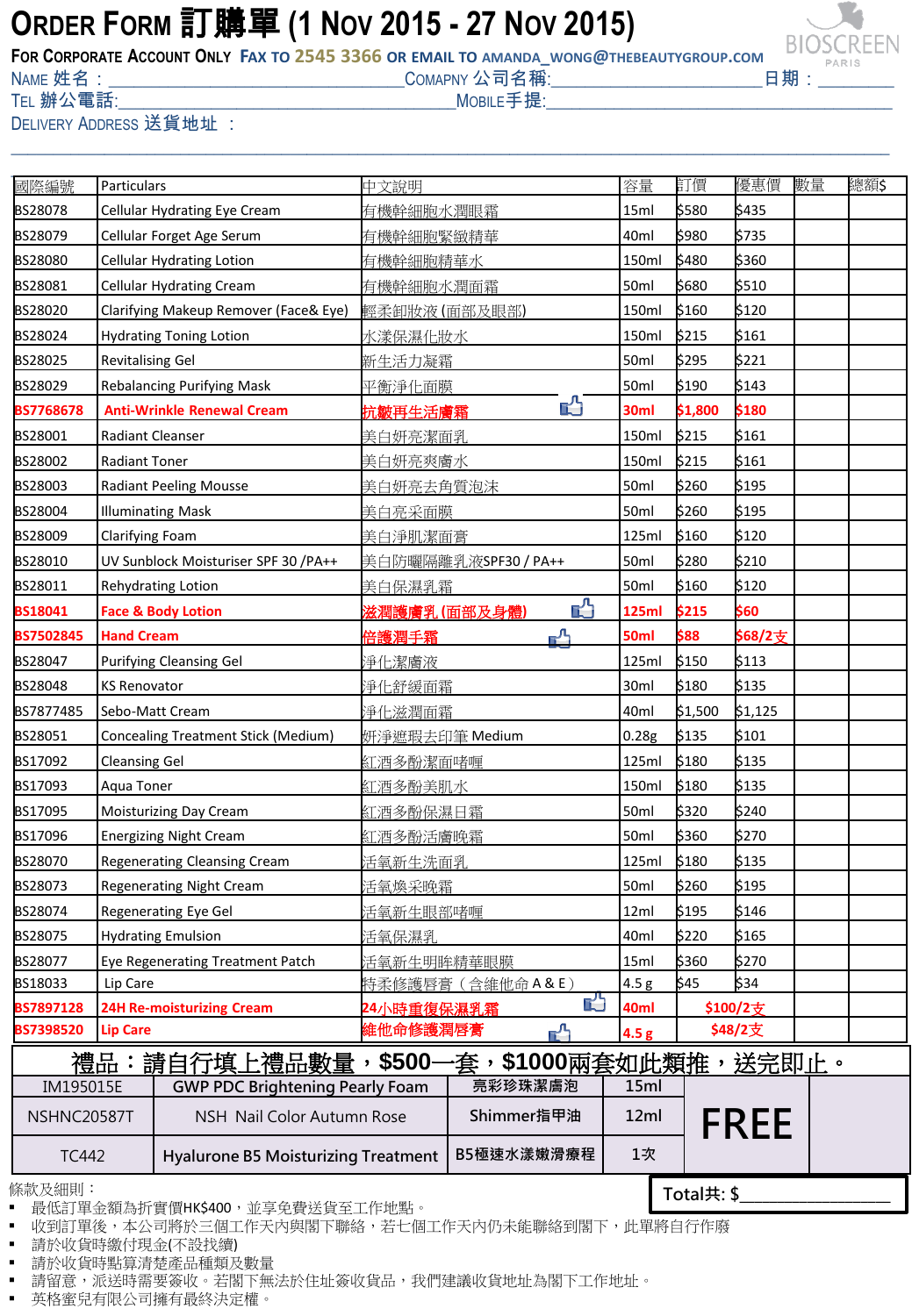# ORDER FORM 訂購單 (1 NOV 2015 - 27 NOV 2015)

BIOSCREEN PARIS

FOR CORPORATE ACCOUNT ONLY FAX TO 2545 3366 OR EMAIL TO AMANDA_WONG@THEBEAUTYGROUP.COM

NAME 姓名：________________________ COMAPNY 公司名稱:________________________ 日期：________

TEL 辦公電話:________________________ MOBILE手提:________________________

DELIVERY ADDRESS 送貨地址 ：________________________________________________

| 國際編號 | Particulars | 中文說明 | 容量 | 訂價 | 優惠價 | 數量 | 總額$ |
|---|---|---|---|---|---|---|---|
| BS28078 | Cellular Hydrating Eye Cream | 有機幹細胞水潤眼霜 | 15ml | $580 | $435 | | |
| BS28079 | Cellular Forget Age Serum | 有機幹細胞緊緻精華 | 40ml | $980 | $735 | | |
| BS28080 | Cellular Hydrating Lotion | 有機幹細胞精華水 | 150ml | $480 | $360 | | |
| BS28081 | Cellular Hydrating Cream | 有機幹細胞水潤面霜 | 50ml | $680 | $510 | | |
| BS28020 | Clarifying Makeup Remover (Face& Eye) | 輕柔卸妝液 (面部及眼部) | 150ml | $160 | $120 | | |
| BS28024 | Hydrating Toning Lotion | 水漾保濕化妝水 | 150ml | $215 | $161 | | |
| BS28025 | Revitalising Gel | 新生活力凝霜 | 50ml | $295 | $221 | | |
| BS28029 | Rebalancing Purifying Mask | 平衡淨化面膜 | 50ml | $190 | $143 | | |
| **BS7768678** | **Anti-Wrinkle Renewal Cream** | **抗皺再生活膚霜** | **30ml** | **$1,800** | **$180** | | |
| BS28001 | Radiant Cleanser | 美白妍亮潔面乳 | 150ml | $215 | $161 | | |
| BS28002 | Radiant Toner | 美白妍亮爽膚水 | 150ml | $215 | $161 | | |
| BS28003 | Radiant Peeling Mousse | 美白妍亮去角質泡沫 | 50ml | $260 | $195 | | |
| BS28004 | Illuminating Mask | 美白亮采面膜 | 50ml | $260 | $195 | | |
| BS28009 | Clarifying Foam | 美白淨肌潔面膏 | 125ml | $160 | $120 | | |
| BS28010 | UV Sunblock Moisturiser SPF 30 /PA++ | 美白防曬隔離乳液SPF30 / PA++ | 50ml | $280 | $210 | | |
| BS28011 | Rehydrating Lotion | 美白保濕乳霜 | 50ml | $160 | $120 | | |
| **BS18041** | **Face & Body Lotion** | **滋潤護膚乳 (面部及身體)** | **125ml** | **$215** | **$60** | | |
| **BS7502845** | **Hand Cream** | **倍護潤手霜** | **50ml** | **$88** | **$68/2支** | | |
| BS28047 | Purifying Cleansing Gel | 淨化潔膚液 | 125ml | $150 | $113 | | |
| BS28048 | KS Renovator | 淨化舒緩面霜 | 30ml | $180 | $135 | | |
| BS7877485 | Sebo-Matt Cream | 淨化滋潤面霜 | 40ml | $1,500 | $1,125 | | |
| BS28051 | Concealing Treatment Stick (Medium) | 妍淨遮瑕去印筆 Medium | 0.28g | $135 | $101 | | |
| BS17092 | Cleansing Gel | 紅酒多酚潔面啫喱 | 125ml | $180 | $135 | | |
| BS17093 | Aqua Toner | 紅酒多酚美肌水 | 150ml | $180 | $135 | | |
| BS17095 | Moisturizing Day Cream | 紅酒多酚保濕日霜 | 50ml | $320 | $240 | | |
| BS17096 | Energizing Night Cream | 紅酒多酚活膚晚霜 | 50ml | $360 | $270 | | |
| BS28070 | Regenerating Cleansing Cream | 活氧新生洗面乳 | 125ml | $180 | $135 | | |
| BS28073 | Regenerating Night Cream | 活氧煥采晚霜 | 50ml | $260 | $195 | | |
| BS28074 | Regenerating Eye Gel | 活氧新生眼部啫喱 | 12ml | $195 | $146 | | |
| BS28075 | Hydrating Emulsion | 活氧保濕乳 | 40ml | $220 | $165 | | |
| BS28077 | Eye Regenerating Treatment Patch | 活氧新生明眸精華眼膜 | 15ml | $360 | $270 | | |
| BS18033 | Lip Care | 特柔修護唇膏（含維他命 A & E） | 4.5 g | $45 | $34 | | |
| **BS7897128** | **24H Re-moisturizing Cream** | **24小時重複保濕乳霜** | **40ml** | | **$100/2支** | | |
| **BS7398520** | **Lip Care** | **維他命修護潤唇膏** | **4.5 g** | | **$48/2支** | | |

禮品：請自行填上禮品數量，$500一套，$1000兩套如此類推，送完即止。

| | | | | | |
|---|---|---|---|---|---|
| IM195015E | GWP PDC Brightening Pearly Foam | 亮彩珍珠潔膚泡 | 15ml | FREE | |
| NSHNC20587T | NSH Nail Color Autumn Rose | Shimmer指甲油 | 12ml | | |
| TC442 | Hyalurone B5 Moisturizing Treatment | B5極速水漾嫩滑療程 | 1次 | | |

Total共: $______________

條款及細則：

- 最低訂單金額為折實價HK$400，並享免費送貨至工作地點。
- 收到訂單後，本公司將於三個工作天內與閣下聯絡，若七個工作天內仍未能聯絡到閣下，此單將自行作廢
- 請於收貨時繳付現金(不設找續)
- 請於收貨時點算清楚產品種類及數量
- 請留意，派送時需要簽收。若閣下無法於住址簽收貨品，我們建議收貨地址為閣下工作地址。
- 英格蜜兒有限公司擁有最終決定權。